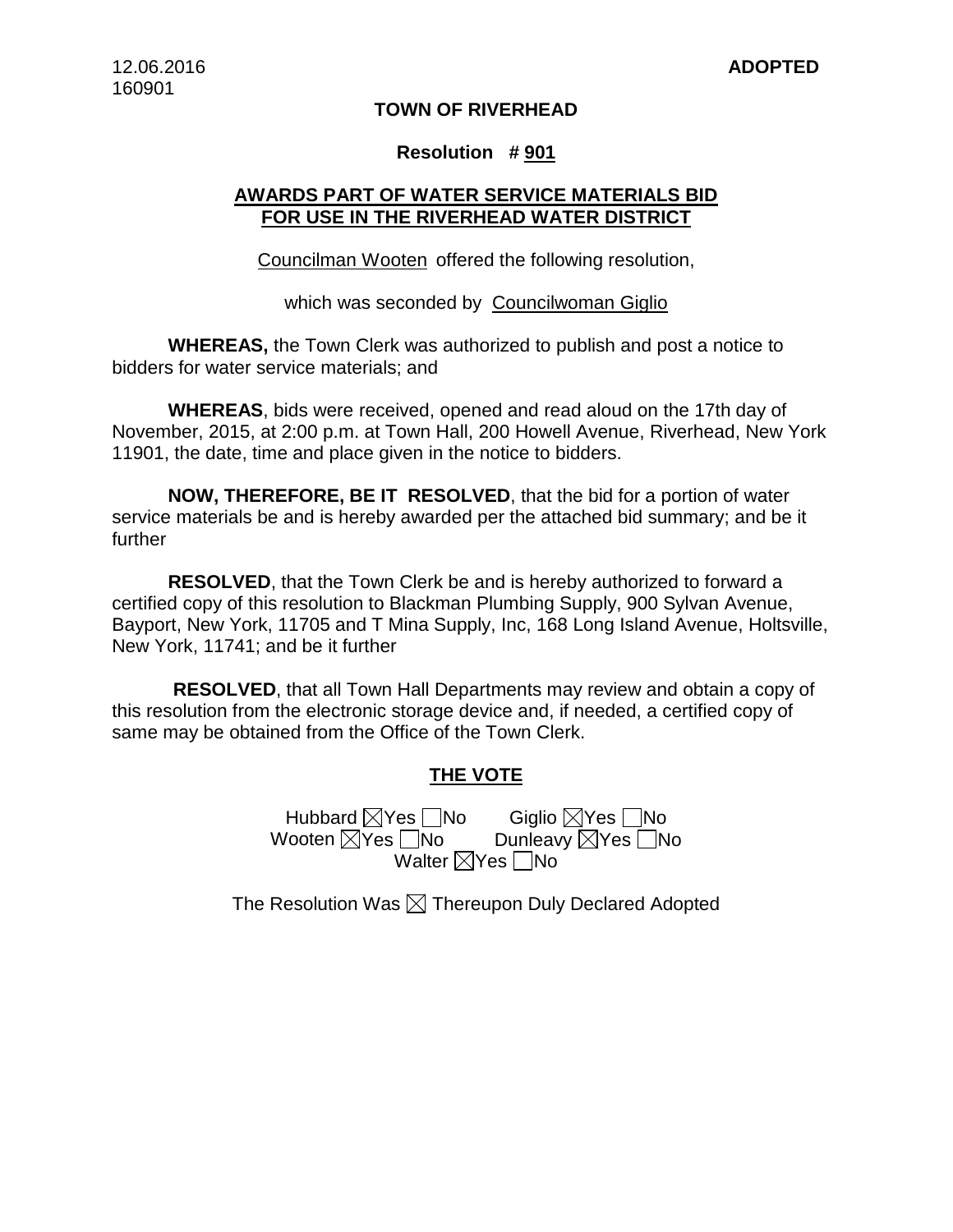12.06.2016
160901

**ADOPTED**

**TOWN OF RIVERHEAD**

**Resolution # 901**

**AWARDS PART OF WATER SERVICE MATERIALS BID FOR USE IN THE RIVERHEAD WATER DISTRICT**

Councilman Wooten offered the following resolution,

which was seconded by Councilwoman Giglio

**WHEREAS,** the Town Clerk was authorized to publish and post a notice to bidders for water service materials; and

**WHEREAS**, bids were received, opened and read aloud on the 17th day of November, 2015, at 2:00 p.m. at Town Hall, 200 Howell Avenue, Riverhead, New York 11901, the date, time and place given in the notice to bidders.

**NOW, THEREFORE, BE IT RESOLVED**, that the bid for a portion of water service materials be and is hereby awarded per the attached bid summary; and be it further

**RESOLVED**, that the Town Clerk be and is hereby authorized to forward a certified copy of this resolution to Blackman Plumbing Supply, 900 Sylvan Avenue, Bayport, New York, 11705 and T Mina Supply, Inc, 168 Long Island Avenue, Holtsville, New York, 11741; and be it further

**RESOLVED**, that all Town Hall Departments may review and obtain a copy of this resolution from the electronic storage device and, if needed, a certified copy of same may be obtained from the Office of the Town Clerk.

**THE VOTE**

Hubbard ☒Yes ☐No Giglio ☒Yes ☐No
Wooten ☒Yes ☐No Dunleavy ☒Yes ☐No
Walter ☒Yes ☐No

The Resolution Was ☒ Thereupon Duly Declared Adopted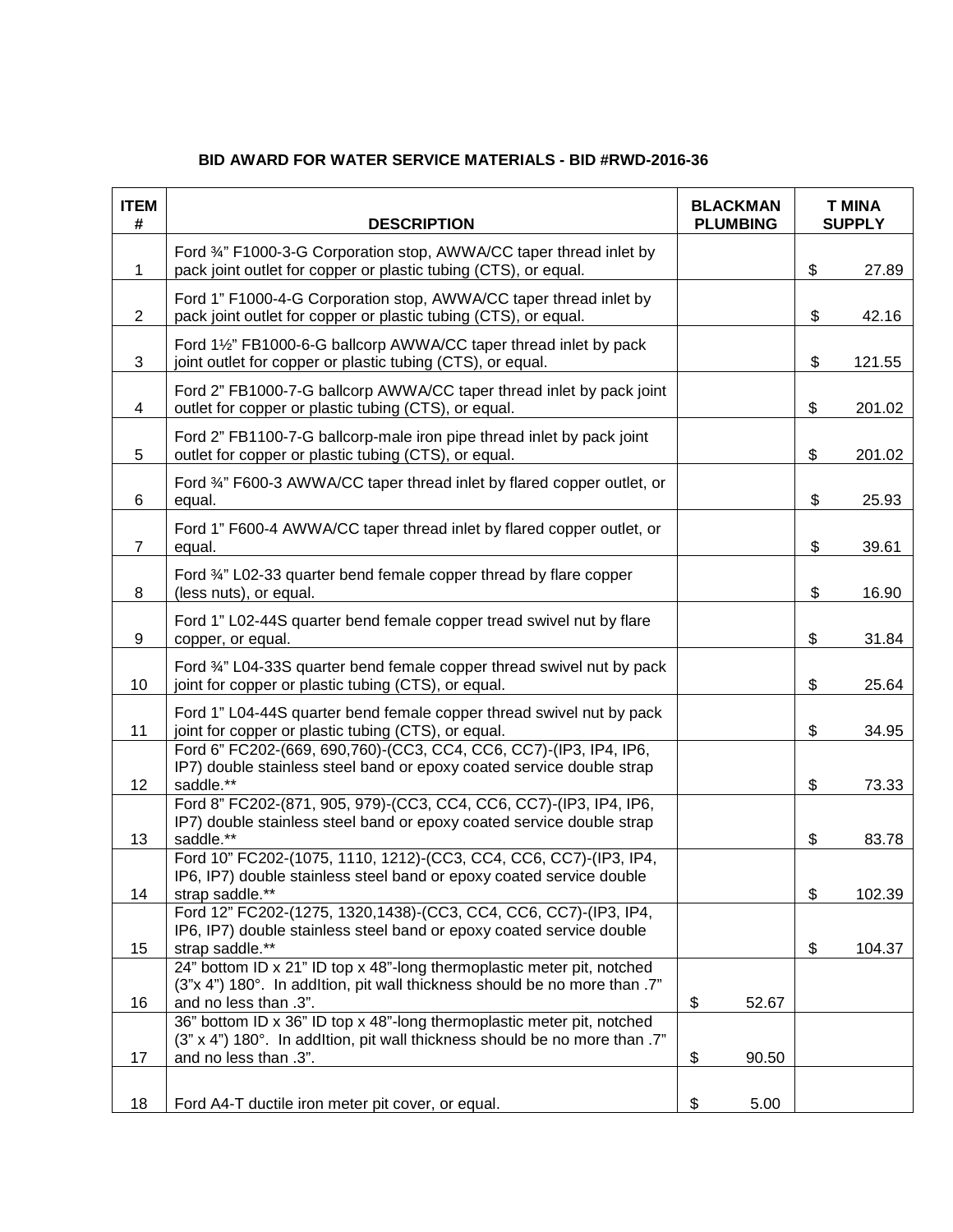**BID AWARD FOR WATER SERVICE MATERIALS - BID #RWD-2016-36**

| ITEM # | DESCRIPTION | BLACKMAN PLUMBING | T MINA SUPPLY |
|---|---|---|---|
| 1 | Ford ¾" F1000-3-G Corporation stop, AWWA/CC taper thread inlet by pack joint outlet for copper or plastic tubing (CTS), or equal. | | $ 27.89 |
| 2 | Ford 1" F1000-4-G Corporation stop, AWWA/CC taper thread inlet by pack joint outlet for copper or plastic tubing (CTS), or equal. | | $ 42.16 |
| 3 | Ford 1½" FB1000-6-G ballcorp AWWA/CC taper thread inlet by pack joint outlet for copper or plastic tubing (CTS), or equal. | | $ 121.55 |
| 4 | Ford 2" FB1000-7-G ballcorp AWWA/CC taper thread inlet by pack joint outlet for copper or plastic tubing (CTS), or equal. | | $ 201.02 |
| 5 | Ford 2" FB1100-7-G ballcorp-male iron pipe thread inlet by pack joint outlet for copper or plastic tubing (CTS), or equal. | | $ 201.02 |
| 6 | Ford ¾" F600-3 AWWA/CC taper thread inlet by flared copper outlet, or equal. | | $ 25.93 |
| 7 | Ford 1" F600-4 AWWA/CC taper thread inlet by flared copper outlet, or equal. | | $ 39.61 |
| 8 | Ford ¾" L02-33 quarter bend female copper thread by flare copper (less nuts), or equal. | | $ 16.90 |
| 9 | Ford 1" L02-44S quarter bend female copper tread swivel nut by flare copper, or equal. | | $ 31.84 |
| 10 | Ford ¾" L04-33S quarter bend female copper thread swivel nut by pack joint for copper or plastic tubing (CTS), or equal. | | $ 25.64 |
| 11 | Ford 1" L04-44S quarter bend female copper thread swivel nut by pack joint for copper or plastic tubing (CTS), or equal. | | $ 34.95 |
| 12 | Ford 6" FC202-(669, 690,760)-(CC3, CC4, CC6, CC7)-(IP3, IP4, IP6, IP7) double stainless steel band or epoxy coated service double strap saddle.** | | $ 73.33 |
| 13 | Ford 8" FC202-(871, 905, 979)-(CC3, CC4, CC6, CC7)-(IP3, IP4, IP6, IP7) double stainless steel band or epoxy coated service double strap saddle.** | | $ 83.78 |
| 14 | Ford 10" FC202-(1075, 1110, 1212)-(CC3, CC4, CC6, CC7)-(IP3, IP4, IP6, IP7) double stainless steel band or epoxy coated service double strap saddle.** | | $ 102.39 |
| 15 | Ford 12" FC202-(1275, 1320,1438)-(CC3, CC4, CC6, CC7)-(IP3, IP4, IP6, IP7) double stainless steel band or epoxy coated service double strap saddle.** | | $ 104.37 |
| 16 | 24" bottom ID x 21" ID top x 48"-long thermoplastic meter pit, notched (3"x 4") 180°. In addItion, pit wall thickness should be no more than .7" and no less than .3". | $ 52.67 | |
| 17 | 36" bottom ID x 36" ID top x 48"-long thermoplastic meter pit, notched (3" x 4") 180°. In addItion, pit wall thickness should be no more than .7" and no less than .3". | $ 90.50 | |
| 18 | Ford A4-T ductile iron meter pit cover, or equal. | $ 5.00 | |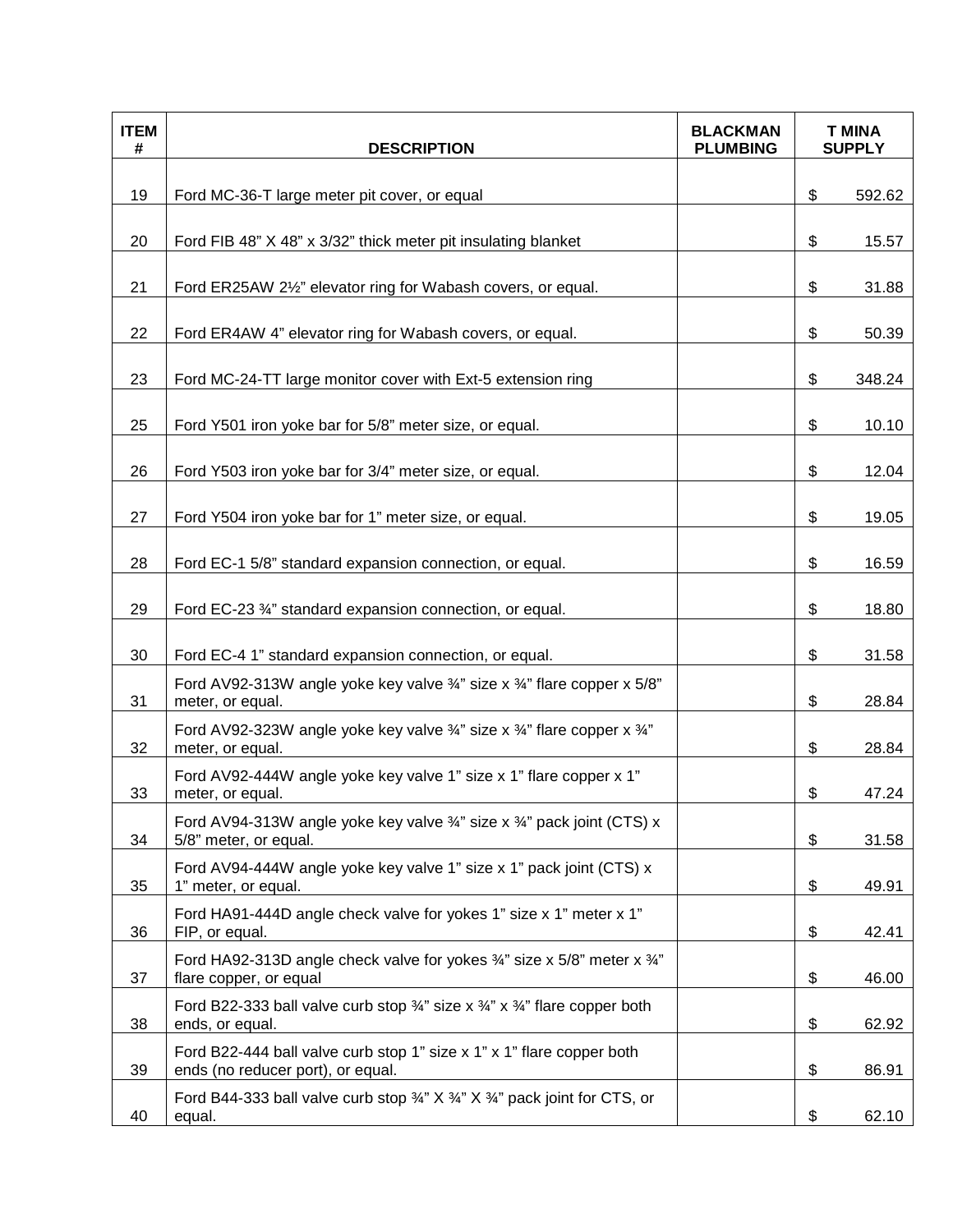| ITEM # | DESCRIPTION | BLACKMAN PLUMBING | T MINA SUPPLY |
|---|---|---|---|
| 19 | Ford MC-36-T large meter pit cover, or equal | | $ 592.62 |
| 20 | Ford FIB 48” X 48” x 3/32” thick meter pit insulating blanket | | $ 15.57 |
| 21 | Ford ER25AW 2½” elevator ring for Wabash covers, or equal. | | $ 31.88 |
| 22 | Ford ER4AW 4” elevator ring for Wabash covers, or equal. | | $ 50.39 |
| 23 | Ford MC-24-TT large monitor cover with Ext-5 extension ring | | $ 348.24 |
| 25 | Ford Y501 iron yoke bar for 5/8” meter size, or equal. | | $ 10.10 |
| 26 | Ford Y503 iron yoke bar for 3/4” meter size, or equal. | | $ 12.04 |
| 27 | Ford Y504 iron yoke bar for 1” meter size, or equal. | | $ 19.05 |
| 28 | Ford EC-1 5/8” standard expansion connection, or equal. | | $ 16.59 |
| 29 | Ford EC-23 ¾” standard expansion connection, or equal. | | $ 18.80 |
| 30 | Ford EC-4 1” standard expansion connection, or equal. | | $ 31.58 |
| 31 | Ford AV92-313W angle yoke key valve ¾” size x ¾” flare copper x 5/8” meter, or equal. | | $ 28.84 |
| 32 | Ford AV92-323W angle yoke key valve ¾” size x ¾” flare copper x ¾” meter, or equal. | | $ 28.84 |
| 33 | Ford AV92-444W angle yoke key valve 1” size x 1” flare copper x 1” meter, or equal. | | $ 47.24 |
| 34 | Ford AV94-313W angle yoke key valve ¾” size x ¾” pack joint (CTS) x 5/8” meter, or equal. | | $ 31.58 |
| 35 | Ford AV94-444W angle yoke key valve 1” size x 1” pack joint (CTS) x 1” meter, or equal. | | $ 49.91 |
| 36 | Ford HA91-444D angle check valve for yokes 1” size x 1” meter x 1” FIP, or equal. | | $ 42.41 |
| 37 | Ford HA92-313D angle check valve for yokes ¾” size x 5/8” meter x ¾” flare copper, or equal | | $ 46.00 |
| 38 | Ford B22-333 ball valve curb stop ¾” size x ¾” x ¾” flare copper both ends, or equal. | | $ 62.92 |
| 39 | Ford B22-444 ball valve curb stop 1” size x 1” x 1” flare copper both ends (no reducer port), or equal. | | $ 86.91 |
| 40 | Ford B44-333 ball valve curb stop ¾” X ¾” X ¾” pack joint for CTS, or equal. | | $ 62.10 |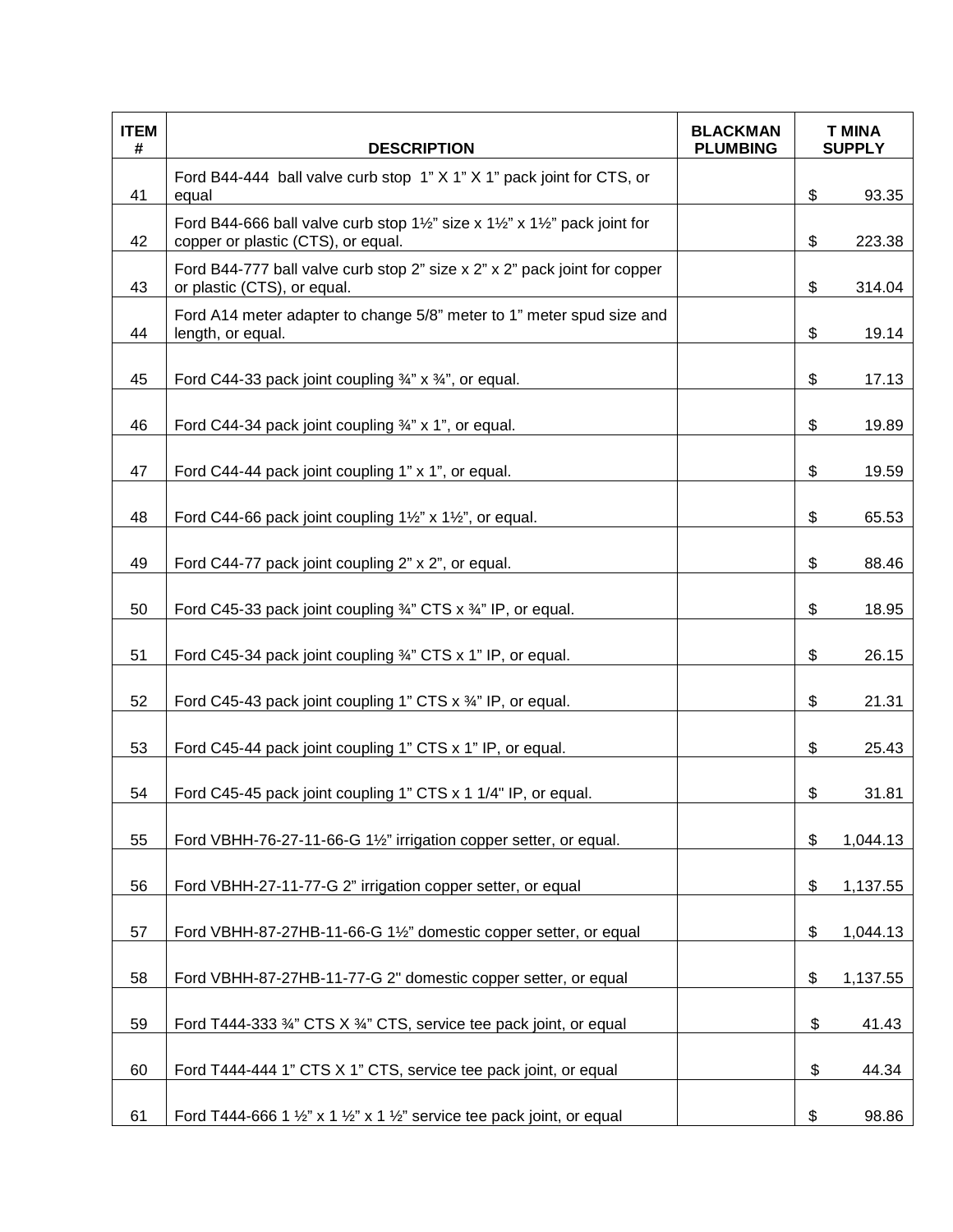| ITEM # | DESCRIPTION | BLACKMAN PLUMBING | T MINA SUPPLY |
|---|---|---|---|
| 41 | Ford B44-444 ball valve curb stop 1” X 1” X 1” pack joint for CTS, or equal | | $ 93.35 |
| 42 | Ford B44-666 ball valve curb stop 1½” size x 1½” x 1½” pack joint for copper or plastic (CTS), or equal. | | $ 223.38 |
| 43 | Ford B44-777 ball valve curb stop 2” size x 2” x 2” pack joint for copper or plastic (CTS), or equal. | | $ 314.04 |
| 44 | Ford A14 meter adapter to change 5/8” meter to 1” meter spud size and length, or equal. | | $ 19.14 |
| 45 | Ford C44-33 pack joint coupling ¾” x ¾”, or equal. | | $ 17.13 |
| 46 | Ford C44-34 pack joint coupling ¾” x 1”, or equal. | | $ 19.89 |
| 47 | Ford C44-44 pack joint coupling 1” x 1”, or equal. | | $ 19.59 |
| 48 | Ford C44-66 pack joint coupling 1½” x 1½”, or equal. | | $ 65.53 |
| 49 | Ford C44-77 pack joint coupling 2” x 2”, or equal. | | $ 88.46 |
| 50 | Ford C45-33 pack joint coupling ¾” CTS x ¾” IP, or equal. | | $ 18.95 |
| 51 | Ford C45-34 pack joint coupling ¾” CTS x 1” IP, or equal. | | $ 26.15 |
| 52 | Ford C45-43 pack joint coupling 1” CTS x ¾” IP, or equal. | | $ 21.31 |
| 53 | Ford C45-44 pack joint coupling 1” CTS x 1” IP, or equal. | | $ 25.43 |
| 54 | Ford C45-45 pack joint coupling 1” CTS x 1 1/4" IP, or equal. | | $ 31.81 |
| 55 | Ford VBHH-76-27-11-66-G 1½” irrigation copper setter, or equal. | | $ 1,044.13 |
| 56 | Ford VBHH-27-11-77-G 2” irrigation copper setter, or equal | | $ 1,137.55 |
| 57 | Ford VBHH-87-27HB-11-66-G 1½” domestic copper setter, or equal | | $ 1,044.13 |
| 58 | Ford VBHH-87-27HB-11-77-G 2" domestic copper setter, or equal | | $ 1,137.55 |
| 59 | Ford T444-333 ¾” CTS X ¾” CTS, service tee pack joint, or equal | | $ 41.43 |
| 60 | Ford T444-444 1” CTS X 1” CTS, service tee pack joint, or equal | | $ 44.34 |
| 61 | Ford T444-666 1 ½” x 1 ½” x 1 ½” service tee pack joint, or equal | | $ 98.86 |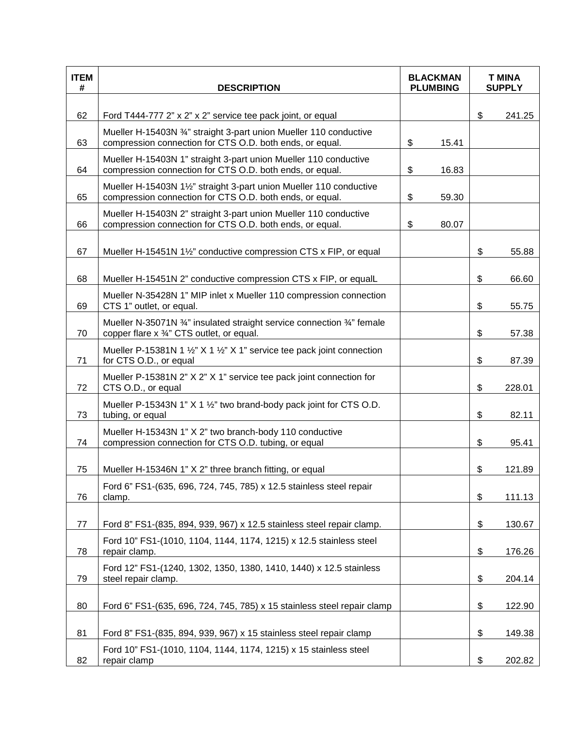| ITEM # | DESCRIPTION | BLACKMAN PLUMBING | T MINA SUPPLY |
|---|---|---|---|
| 62 | Ford T444-777 2” x 2” x 2” service tee pack joint, or equal | | $ 241.25 |
| 63 | Mueller H-15403N ¾” straight 3-part union Mueller 110 conductive compression connection for CTS O.D. both ends, or equal. | $ 15.41 | |
| 64 | Mueller H-15403N 1” straight 3-part union Mueller 110 conductive compression connection for CTS O.D. both ends, or equal. | $ 16.83 | |
| 65 | Mueller H-15403N 1½” straight 3-part union Mueller 110 conductive compression connection for CTS O.D. both ends, or equal. | $ 59.30 | |
| 66 | Mueller H-15403N 2” straight 3-part union Mueller 110 conductive compression connection for CTS O.D. both ends, or equal. | $ 80.07 | |
| 67 | Mueller H-15451N 1½” conductive compression CTS x FIP, or equal | | $ 55.88 |
| 68 | Mueller H-15451N 2” conductive compression CTS x FIP, or equalL | | $ 66.60 |
| 69 | Mueller N-35428N 1” MIP inlet x Mueller 110 compression connection CTS 1” outlet, or equal. | | $ 55.75 |
| 70 | Mueller N-35071N ¾” insulated straight service connection ¾” female copper flare x ¾” CTS outlet, or equal. | | $ 57.38 |
| 71 | Mueller P-15381N 1 ½” X 1 ½” X 1” service tee pack joint connection for CTS O.D., or equal | | $ 87.39 |
| 72 | Mueller P-15381N 2” X 2” X 1” service tee pack joint connection for CTS O.D., or equal | | $ 228.01 |
| 73 | Mueller P-15343N 1” X 1 ½” two brand-body pack joint for CTS O.D. tubing, or equal | | $ 82.11 |
| 74 | Mueller H-15343N 1” X 2” two branch-body 110 conductive compression connection for CTS O.D. tubing, or equal | | $ 95.41 |
| 75 | Mueller H-15346N 1” X 2” three branch fitting, or equal | | $ 121.89 |
| 76 | Ford 6” FS1-(635, 696, 724, 745, 785) x 12.5 stainless steel repair clamp. | | $ 111.13 |
| 77 | Ford 8” FS1-(835, 894, 939, 967) x 12.5 stainless steel repair clamp. | | $ 130.67 |
| 78 | Ford 10” FS1-(1010, 1104, 1144, 1174, 1215) x 12.5 stainless steel repair clamp. | | $ 176.26 |
| 79 | Ford 12” FS1-(1240, 1302, 1350, 1380, 1410, 1440) x 12.5 stainless steel repair clamp. | | $ 204.14 |
| 80 | Ford 6” FS1-(635, 696, 724, 745, 785) x 15 stainless steel repair clamp | | $ 122.90 |
| 81 | Ford 8” FS1-(835, 894, 939, 967) x 15 stainless steel repair clamp | | $ 149.38 |
| 82 | Ford 10” FS1-(1010, 1104, 1144, 1174, 1215) x 15 stainless steel repair clamp | | $ 202.82 |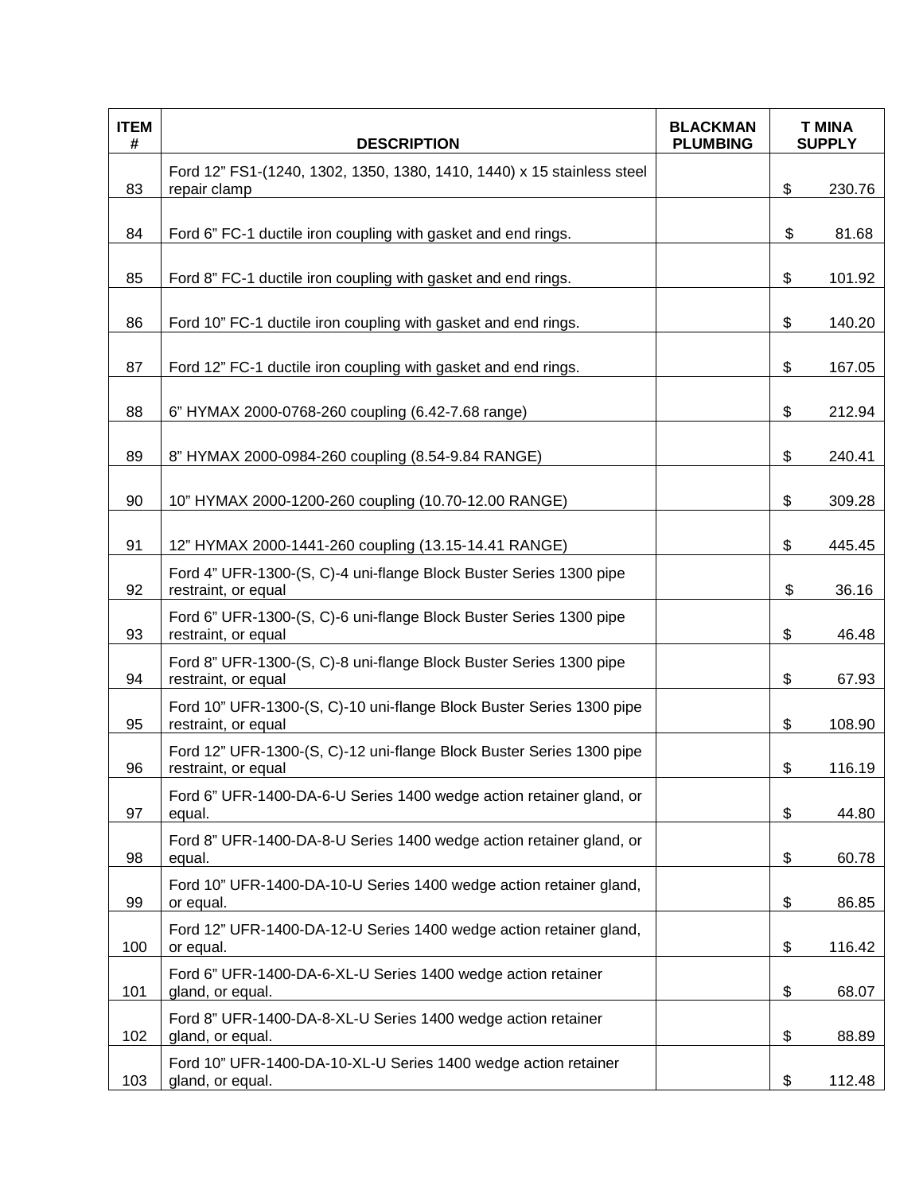| ITEM # | DESCRIPTION | BLACKMAN PLUMBING | T MINA SUPPLY |
|---|---|---|---|
| 83 | Ford 12” FS1-(1240, 1302, 1350, 1380, 1410, 1440) x 15 stainless steel repair clamp | | $ 230.76 |
| 84 | Ford 6” FC-1 ductile iron coupling with gasket and end rings. | | $ 81.68 |
| 85 | Ford 8” FC-1 ductile iron coupling with gasket and end rings. | | $ 101.92 |
| 86 | Ford 10” FC-1 ductile iron coupling with gasket and end rings. | | $ 140.20 |
| 87 | Ford 12” FC-1 ductile iron coupling with gasket and end rings. | | $ 167.05 |
| 88 | 6” HYMAX 2000-0768-260 coupling (6.42-7.68 range) | | $ 212.94 |
| 89 | 8” HYMAX 2000-0984-260 coupling (8.54-9.84 RANGE) | | $ 240.41 |
| 90 | 10” HYMAX 2000-1200-260 coupling (10.70-12.00 RANGE) | | $ 309.28 |
| 91 | 12” HYMAX 2000-1441-260 coupling (13.15-14.41 RANGE) | | $ 445.45 |
| 92 | Ford 4” UFR-1300-(S, C)-4 uni-flange Block Buster Series 1300 pipe restraint, or equal | | $ 36.16 |
| 93 | Ford 6” UFR-1300-(S, C)-6 uni-flange Block Buster Series 1300 pipe restraint, or equal | | $ 46.48 |
| 94 | Ford 8” UFR-1300-(S, C)-8 uni-flange Block Buster Series 1300 pipe restraint, or equal | | $ 67.93 |
| 95 | Ford 10” UFR-1300-(S, C)-10 uni-flange Block Buster Series 1300 pipe restraint, or equal | | $ 108.90 |
| 96 | Ford 12” UFR-1300-(S, C)-12 uni-flange Block Buster Series 1300 pipe restraint, or equal | | $ 116.19 |
| 97 | Ford 6” UFR-1400-DA-6-U Series 1400 wedge action retainer gland, or equal. | | $ 44.80 |
| 98 | Ford 8” UFR-1400-DA-8-U Series 1400 wedge action retainer gland, or equal. | | $ 60.78 |
| 99 | Ford 10” UFR-1400-DA-10-U Series 1400 wedge action retainer gland, or equal. | | $ 86.85 |
| 100 | Ford 12” UFR-1400-DA-12-U Series 1400 wedge action retainer gland, or equal. | | $ 116.42 |
| 101 | Ford 6” UFR-1400-DA-6-XL-U Series 1400 wedge action retainer gland, or equal. | | $ 68.07 |
| 102 | Ford 8” UFR-1400-DA-8-XL-U Series 1400 wedge action retainer gland, or equal. | | $ 88.89 |
| 103 | Ford 10” UFR-1400-DA-10-XL-U Series 1400 wedge action retainer gland, or equal. | | $ 112.48 |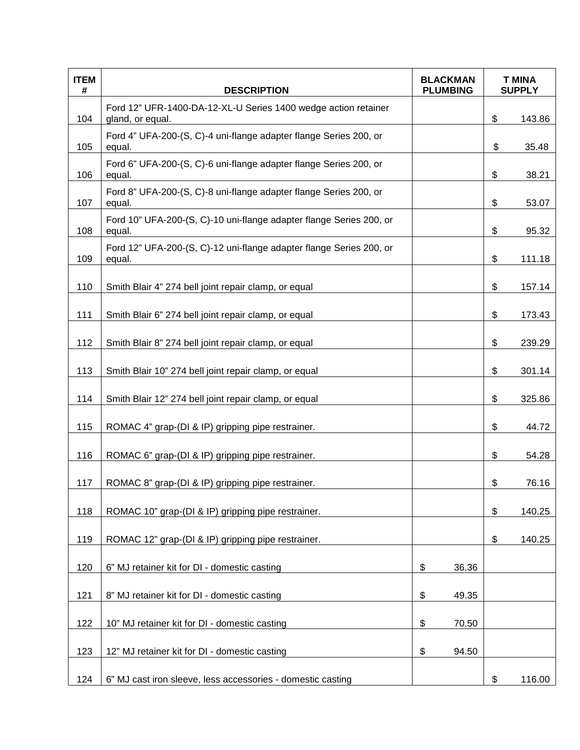| ITEM # | DESCRIPTION | BLACKMAN PLUMBING | T MINA SUPPLY |
|---|---|---|---|
| 104 | Ford 12” UFR-1400-DA-12-XL-U Series 1400 wedge action retainer gland, or equal. | | $ 143.86 |
| 105 | Ford 4” UFA-200-(S, C)-4 uni-flange adapter flange Series 200, or equal. | | $ 35.48 |
| 106 | Ford 6” UFA-200-(S, C)-6 uni-flange adapter flange Series 200, or equal. | | $ 38.21 |
| 107 | Ford 8” UFA-200-(S, C)-8 uni-flange adapter flange Series 200, or equal. | | $ 53.07 |
| 108 | Ford 10” UFA-200-(S, C)-10 uni-flange adapter flange Series 200, or equal. | | $ 95.32 |
| 109 | Ford 12” UFA-200-(S, C)-12 uni-flange adapter flange Series 200, or equal. | | $ 111.18 |
| 110 | Smith Blair 4” 274 bell joint repair clamp, or equal | | $ 157.14 |
| 111 | Smith Blair 6” 274 bell joint repair clamp, or equal | | $ 173.43 |
| 112 | Smith Blair 8” 274 bell joint repair clamp, or equal | | $ 239.29 |
| 113 | Smith Blair 10” 274 bell joint repair clamp, or equal | | $ 301.14 |
| 114 | Smith Blair 12” 274 bell joint repair clamp, or equal | | $ 325.86 |
| 115 | ROMAC 4” grap-(DI & IP) gripping pipe restrainer. | | $ 44.72 |
| 116 | ROMAC 6” grap-(DI & IP) gripping pipe restrainer. | | $ 54.28 |
| 117 | ROMAC 8” grap-(DI & IP) gripping pipe restrainer. | | $ 76.16 |
| 118 | ROMAC 10” grap-(DI & IP) gripping pipe restrainer. | | $ 140.25 |
| 119 | ROMAC 12” grap-(DI & IP) gripping pipe restrainer. | | $ 140.25 |
| 120 | 6” MJ retainer kit for DI - domestic casting | $ 36.36 | |
| 121 | 8” MJ retainer kit for DI - domestic casting | $ 49.35 | |
| 122 | 10” MJ retainer kit for DI - domestic casting | $ 70.50 | |
| 123 | 12” MJ retainer kit for DI - domestic casting | $ 94.50 | |
| 124 | 6” MJ cast iron sleeve, less accessories - domestic casting | | $ 116.00 |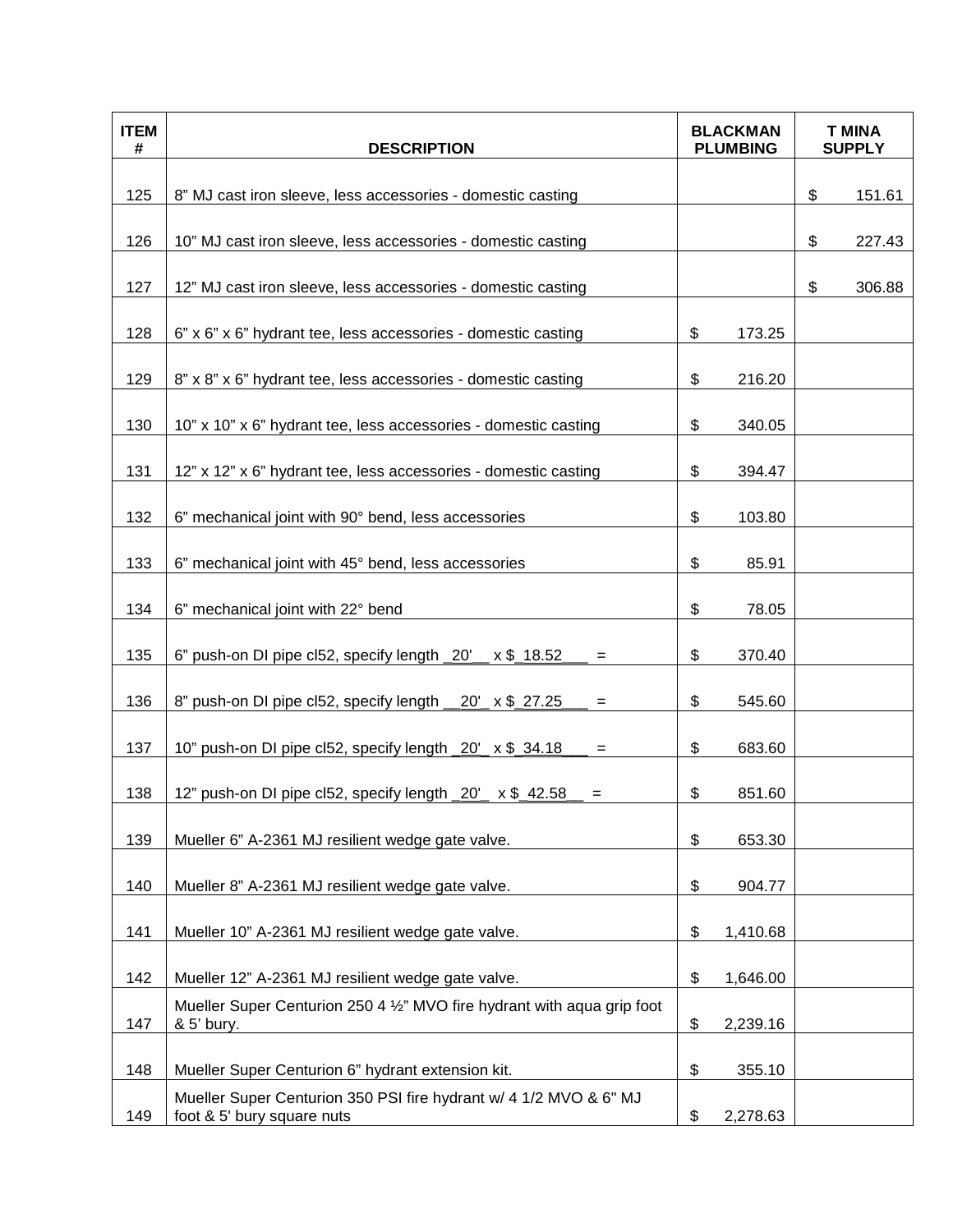| ITEM # | DESCRIPTION | BLACKMAN PLUMBING | T MINA SUPPLY |
|---|---|---|---|
| 125 | 8" MJ cast iron sleeve, less accessories - domestic casting | | $ 151.61 |
| 126 | 10" MJ cast iron sleeve, less accessories - domestic casting | | $ 227.43 |
| 127 | 12" MJ cast iron sleeve, less accessories - domestic casting | | $ 306.88 |
| 128 | 6" x 6" x 6" hydrant tee, less accessories - domestic casting | $ 173.25 | |
| 129 | 8" x 8" x 6" hydrant tee, less accessories - domestic casting | $ 216.20 | |
| 130 | 10" x 10" x 6" hydrant tee, less accessories - domestic casting | $ 340.05 | |
| 131 | 12" x 12" x 6" hydrant tee, less accessories - domestic casting | $ 394.47 | |
| 132 | 6" mechanical joint with 90° bend, less accessories | $ 103.80 | |
| 133 | 6" mechanical joint with 45° bend, less accessories | $ 85.91 | |
| 134 | 6" mechanical joint with 22° bend | $ 78.05 | |
| 135 | 6" push-on DI pipe cl52, specify length _20'__ x $_18.52___ = | $ 370.40 | |
| 136 | 8" push-on DI pipe cl52, specify length __20'_ x $_27.25___ = | $ 545.60 | |
| 137 | 10" push-on DI pipe cl52, specify length _20'_ x $_34.18___ = | $ 683.60 | |
| 138 | 12" push-on DI pipe cl52, specify length _20'_ x $_42.58__ = | $ 851.60 | |
| 139 | Mueller 6" A-2361 MJ resilient wedge gate valve. | $ 653.30 | |
| 140 | Mueller 8" A-2361 MJ resilient wedge gate valve. | $ 904.77 | |
| 141 | Mueller 10" A-2361 MJ resilient wedge gate valve. | $ 1,410.68 | |
| 142 | Mueller 12" A-2361 MJ resilient wedge gate valve. | $ 1,646.00 | |
| 147 | Mueller Super Centurion 250 4 ½" MVO fire hydrant with aqua grip foot & 5' bury. | $ 2,239.16 | |
| 148 | Mueller Super Centurion 6" hydrant extension kit. | $ 355.10 | |
| 149 | Mueller Super Centurion 350 PSI fire hydrant w/ 4 1/2 MVO & 6" MJ foot & 5' bury square nuts | $ 2,278.63 | |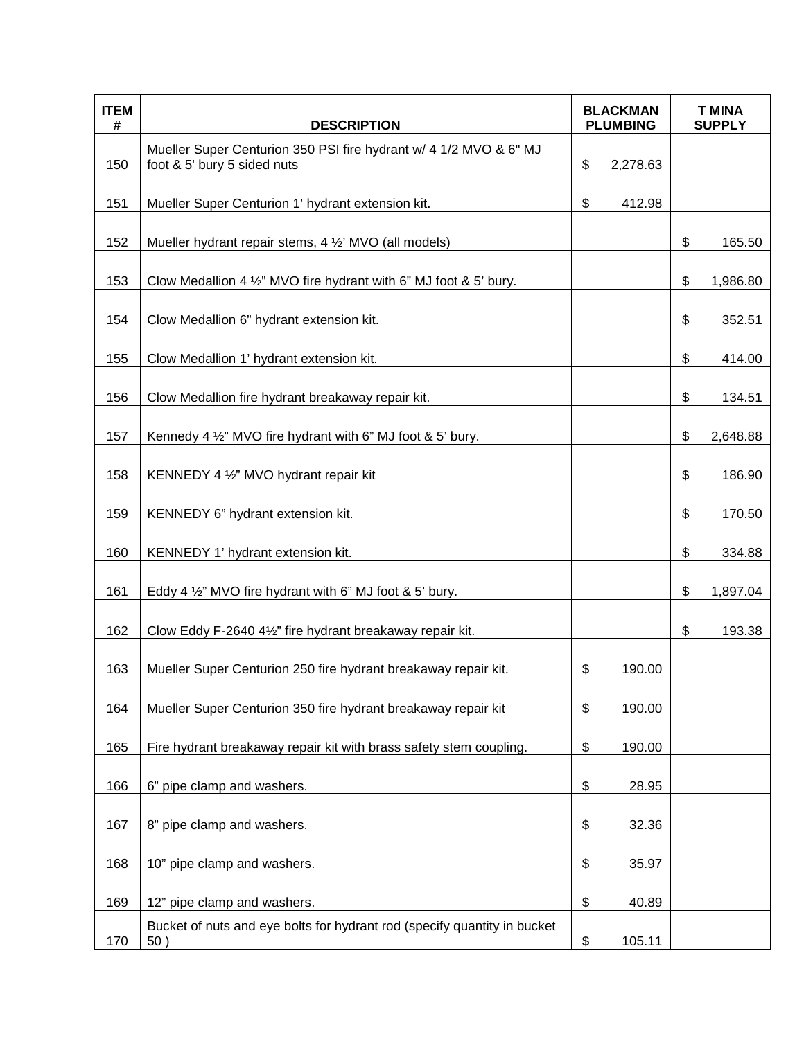| ITEM # | DESCRIPTION | BLACKMAN PLUMBING | T MINA SUPPLY |
|---|---|---|---|
| 150 | Mueller Super Centurion 350 PSI fire hydrant w/ 4 1/2 MVO & 6" MJ foot & 5' bury 5 sided nuts | $ 2,278.63 | |
| 151 | Mueller Super Centurion 1’ hydrant extension kit. | $ 412.98 | |
| 152 | Mueller hydrant repair stems, 4 ½’ MVO (all models) | | $ 165.50 |
| 153 | Clow Medallion 4 ½” MVO fire hydrant with 6” MJ foot & 5’ bury. | | $ 1,986.80 |
| 154 | Clow Medallion 6” hydrant extension kit. | | $ 352.51 |
| 155 | Clow Medallion 1’ hydrant extension kit. | | $ 414.00 |
| 156 | Clow Medallion fire hydrant breakaway repair kit. | | $ 134.51 |
| 157 | Kennedy 4 ½” MVO fire hydrant with 6” MJ foot & 5’ bury. | | $ 2,648.88 |
| 158 | KENNEDY 4 ½” MVO hydrant repair kit | | $ 186.90 |
| 159 | KENNEDY 6” hydrant extension kit. | | $ 170.50 |
| 160 | KENNEDY 1’ hydrant extension kit. | | $ 334.88 |
| 161 | Eddy 4 ½” MVO fire hydrant with 6” MJ foot & 5’ bury. | | $ 1,897.04 |
| 162 | Clow Eddy F-2640 4½” fire hydrant breakaway repair kit. | | $ 193.38 |
| 163 | Mueller Super Centurion 250 fire hydrant breakaway repair kit. | $ 190.00 | |
| 164 | Mueller Super Centurion 350 fire hydrant breakaway repair kit | $ 190.00 | |
| 165 | Fire hydrant breakaway repair kit with brass safety stem coupling. | $ 190.00 | |
| 166 | 6” pipe clamp and washers. | $ 28.95 | |
| 167 | 8” pipe clamp and washers. | $ 32.36 | |
| 168 | 10” pipe clamp and washers. | $ 35.97 | |
| 169 | 12” pipe clamp and washers. | $ 40.89 | |
| 170 | Bucket of nuts and eye bolts for hydrant rod (specify quantity in bucket 50 ) | $ 105.11 | |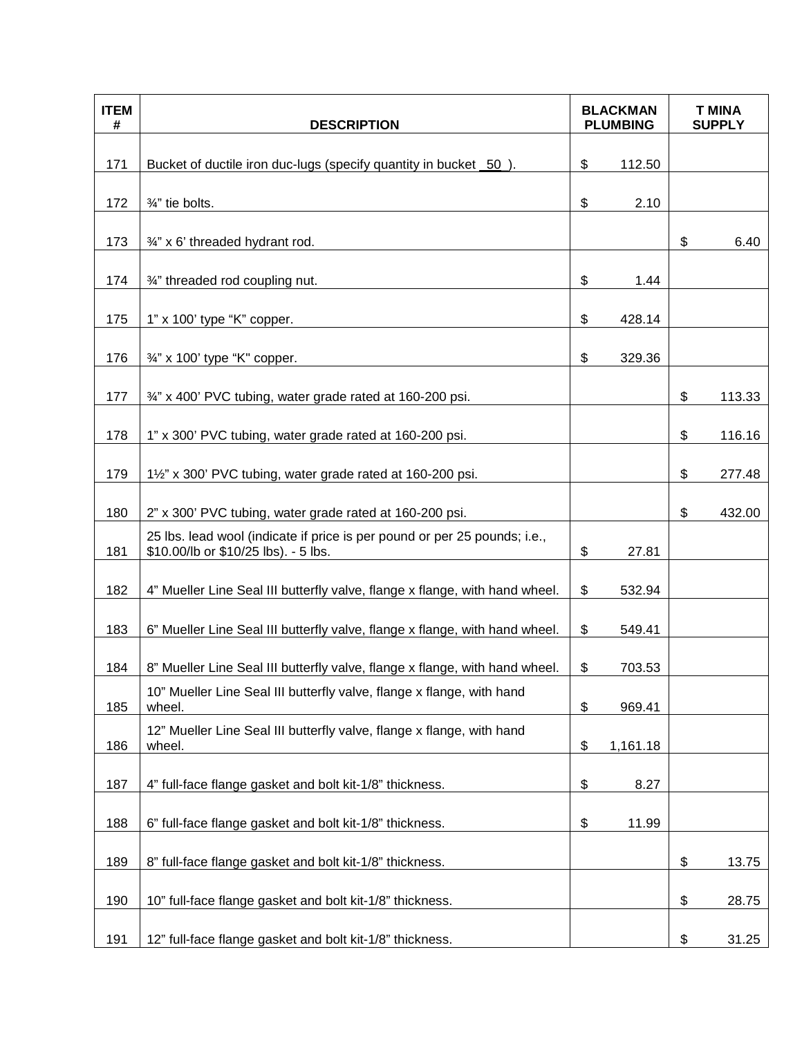| ITEM # | DESCRIPTION | BLACKMAN PLUMBING | T MINA SUPPLY |
|---|---|---|---|
| 171 | Bucket of ductile iron duc-lugs (specify quantity in bucket _50_). | $ 112.50 | |
| 172 | ¾” tie bolts. | $ 2.10 | |
| 173 | ¾” x 6’ threaded hydrant rod. | | $ 6.40 |
| 174 | ¾” threaded rod coupling nut. | $ 1.44 | |
| 175 | 1” x 100’ type “K” copper. | $ 428.14 | |
| 176 | ¾” x 100’ type “K" copper. | $ 329.36 | |
| 177 | ¾” x 400’ PVC tubing, water grade rated at 160-200 psi. | | $ 113.33 |
| 178 | 1” x 300’ PVC tubing, water grade rated at 160-200 psi. | | $ 116.16 |
| 179 | 1½” x 300’ PVC tubing, water grade rated at 160-200 psi. | | $ 277.48 |
| 180 | 2” x 300’ PVC tubing, water grade rated at 160-200 psi. | | $ 432.00 |
| 181 | 25 lbs. lead wool (indicate if price is per pound or per 25 pounds; i.e., $10.00/lb or $10/25 lbs). - 5 lbs. | $ 27.81 | |
| 182 | 4” Mueller Line Seal III butterfly valve, flange x flange, with hand wheel. | $ 532.94 | |
| 183 | 6” Mueller Line Seal III butterfly valve, flange x flange, with hand wheel. | $ 549.41 | |
| 184 | 8” Mueller Line Seal III butterfly valve, flange x flange, with hand wheel. | $ 703.53 | |
| 185 | 10” Mueller Line Seal III butterfly valve, flange x flange, with hand wheel. | $ 969.41 | |
| 186 | 12” Mueller Line Seal III butterfly valve, flange x flange, with hand wheel. | $ 1,161.18 | |
| 187 | 4” full-face flange gasket and bolt kit-1/8” thickness. | $ 8.27 | |
| 188 | 6” full-face flange gasket and bolt kit-1/8” thickness. | $ 11.99 | |
| 189 | 8” full-face flange gasket and bolt kit-1/8” thickness. | | $ 13.75 |
| 190 | 10” full-face flange gasket and bolt kit-1/8” thickness. | | $ 28.75 |
| 191 | 12” full-face flange gasket and bolt kit-1/8” thickness. | | $ 31.25 |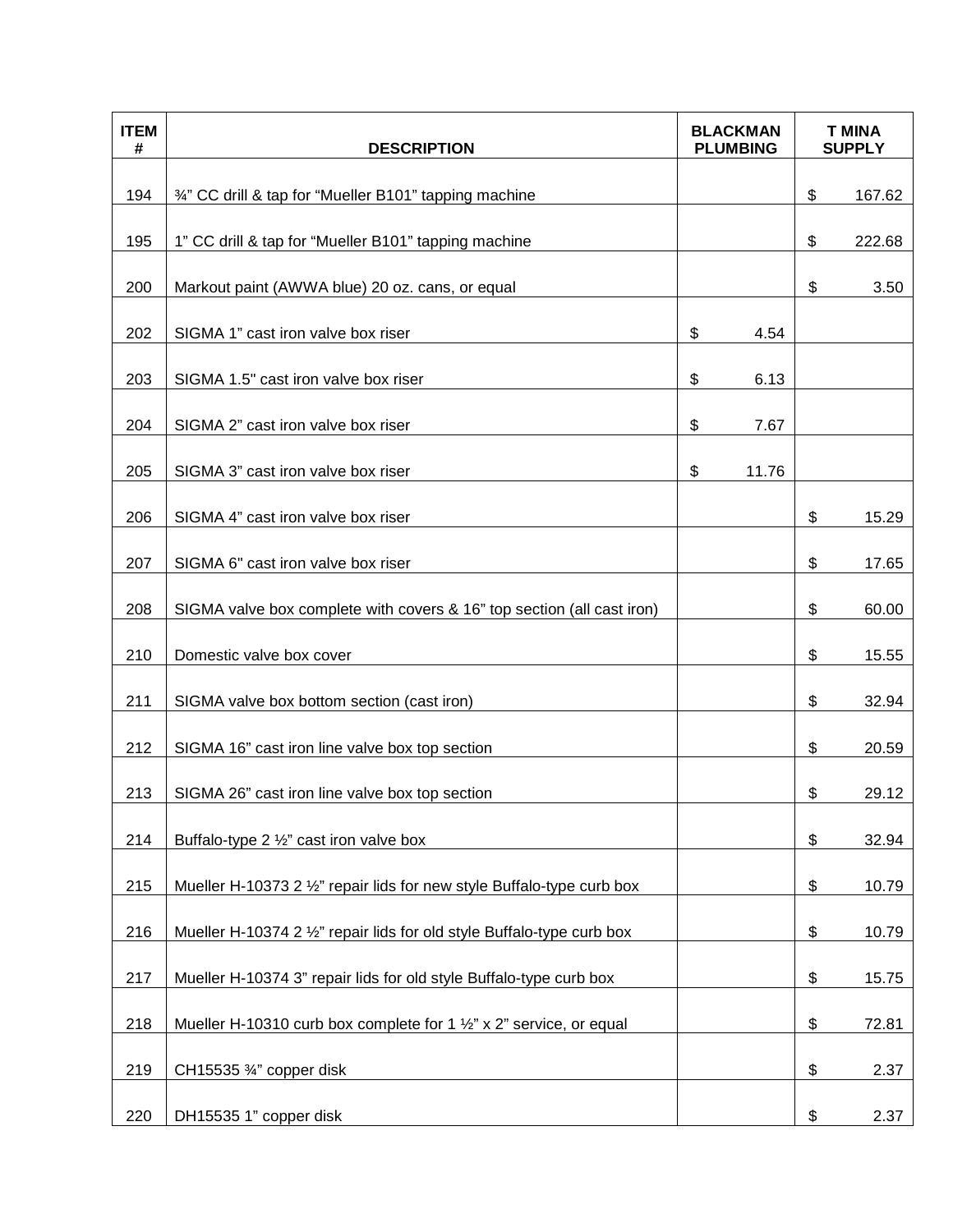| ITEM # | DESCRIPTION | BLACKMAN PLUMBING | T MINA SUPPLY |
|---|---|---|---|
| 194 | ¾” CC drill & tap for “Mueller B101” tapping machine | | $ 167.62 |
| 195 | 1” CC drill & tap for “Mueller B101” tapping machine | | $ 222.68 |
| 200 | Markout paint (AWWA blue) 20 oz. cans, or equal | | $ 3.50 |
| 202 | SIGMA 1” cast iron valve box riser | $ 4.54 | |
| 203 | SIGMA 1.5" cast iron valve box riser | $ 6.13 | |
| 204 | SIGMA 2” cast iron valve box riser | $ 7.67 | |
| 205 | SIGMA 3” cast iron valve box riser | $ 11.76 | |
| 206 | SIGMA 4” cast iron valve box riser | | $ 15.29 |
| 207 | SIGMA 6" cast iron valve box riser | | $ 17.65 |
| 208 | SIGMA valve box complete with covers & 16” top section (all cast iron) | | $ 60.00 |
| 210 | Domestic valve box cover | | $ 15.55 |
| 211 | SIGMA valve box bottom section (cast iron) | | $ 32.94 |
| 212 | SIGMA 16” cast iron line valve box top section | | $ 20.59 |
| 213 | SIGMA 26” cast iron line valve box top section | | $ 29.12 |
| 214 | Buffalo-type 2 ½” cast iron valve box | | $ 32.94 |
| 215 | Mueller H-10373 2 ½” repair lids for new style Buffalo-type curb box | | $ 10.79 |
| 216 | Mueller H-10374 2 ½” repair lids for old style Buffalo-type curb box | | $ 10.79 |
| 217 | Mueller H-10374 3” repair lids for old style Buffalo-type curb box | | $ 15.75 |
| 218 | Mueller H-10310 curb box complete for 1 ½” x 2” service, or equal | | $ 72.81 |
| 219 | CH15535 ¾” copper disk | | $ 2.37 |
| 220 | DH15535 1” copper disk | | $ 2.37 |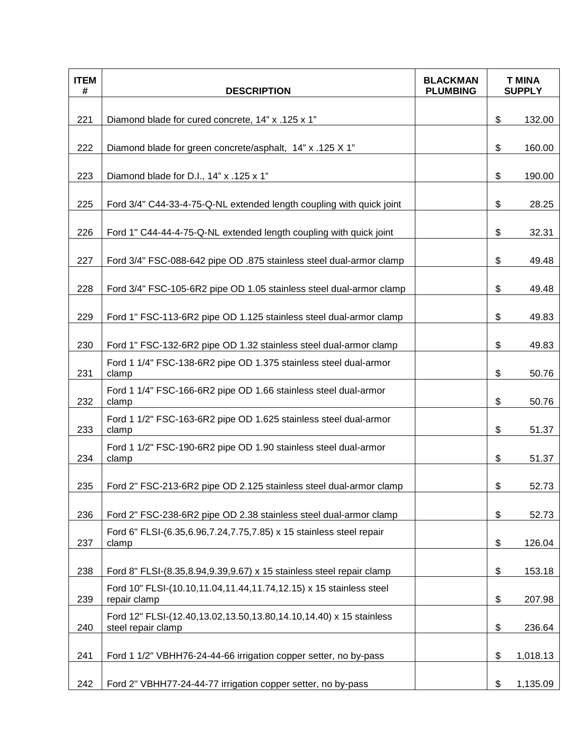| ITEM # | DESCRIPTION | BLACKMAN PLUMBING | T MINA SUPPLY |
|---|---|---|---|
| 221 | Diamond blade for cured concrete, 14” x .125 x 1” | | $ 132.00 |
| 222 | Diamond blade for green concrete/asphalt, 14” x .125 X 1” | | $ 160.00 |
| 223 | Diamond blade for D.I., 14” x .125 x 1” | | $ 190.00 |
| 225 | Ford 3/4" C44-33-4-75-Q-NL extended length coupling with quick joint | | $ 28.25 |
| 226 | Ford 1" C44-44-4-75-Q-NL extended length coupling with quick joint | | $ 32.31 |
| 227 | Ford 3/4" FSC-088-642 pipe OD .875 stainless steel dual-armor clamp | | $ 49.48 |
| 228 | Ford 3/4" FSC-105-6R2 pipe OD 1.05 stainless steel dual-armor clamp | | $ 49.48 |
| 229 | Ford 1" FSC-113-6R2 pipe OD 1.125 stainless steel dual-armor clamp | | $ 49.83 |
| 230 | Ford 1" FSC-132-6R2 pipe OD 1.32 stainless steel dual-armor clamp | | $ 49.83 |
| 231 | Ford 1 1/4" FSC-138-6R2 pipe OD 1.375 stainless steel dual-armor clamp | | $ 50.76 |
| 232 | Ford 1 1/4" FSC-166-6R2 pipe OD 1.66 stainless steel dual-armor clamp | | $ 50.76 |
| 233 | Ford 1 1/2" FSC-163-6R2 pipe OD 1.625 stainless steel dual-armor clamp | | $ 51.37 |
| 234 | Ford 1 1/2" FSC-190-6R2 pipe OD 1.90 stainless steel dual-armor clamp | | $ 51.37 |
| 235 | Ford 2" FSC-213-6R2 pipe OD 2.125 stainless steel dual-armor clamp | | $ 52.73 |
| 236 | Ford 2" FSC-238-6R2 pipe OD 2.38 stainless steel dual-armor clamp | | $ 52.73 |
| 237 | Ford 6" FLSI-(6.35,6.96,7.24,7.75,7.85) x 15 stainless steel repair clamp | | $ 126.04 |
| 238 | Ford 8" FLSI-(8.35,8.94,9.39,9.67) x 15 stainless steel repair clamp | | $ 153.18 |
| 239 | Ford 10" FLSI-(10.10,11.04,11.44,11.74,12.15) x 15 stainless steel repair clamp | | $ 207.98 |
| 240 | Ford 12" FLSI-(12.40,13.02,13.50,13.80,14.10,14.40) x 15 stainless steel repair clamp | | $ 236.64 |
| 241 | Ford 1 1/2" VBHH76-24-44-66 irrigation copper setter, no by-pass | | $ 1,018.13 |
| 242 | Ford 2" VBHH77-24-44-77 irrigation copper setter, no by-pass | | $ 1,135.09 |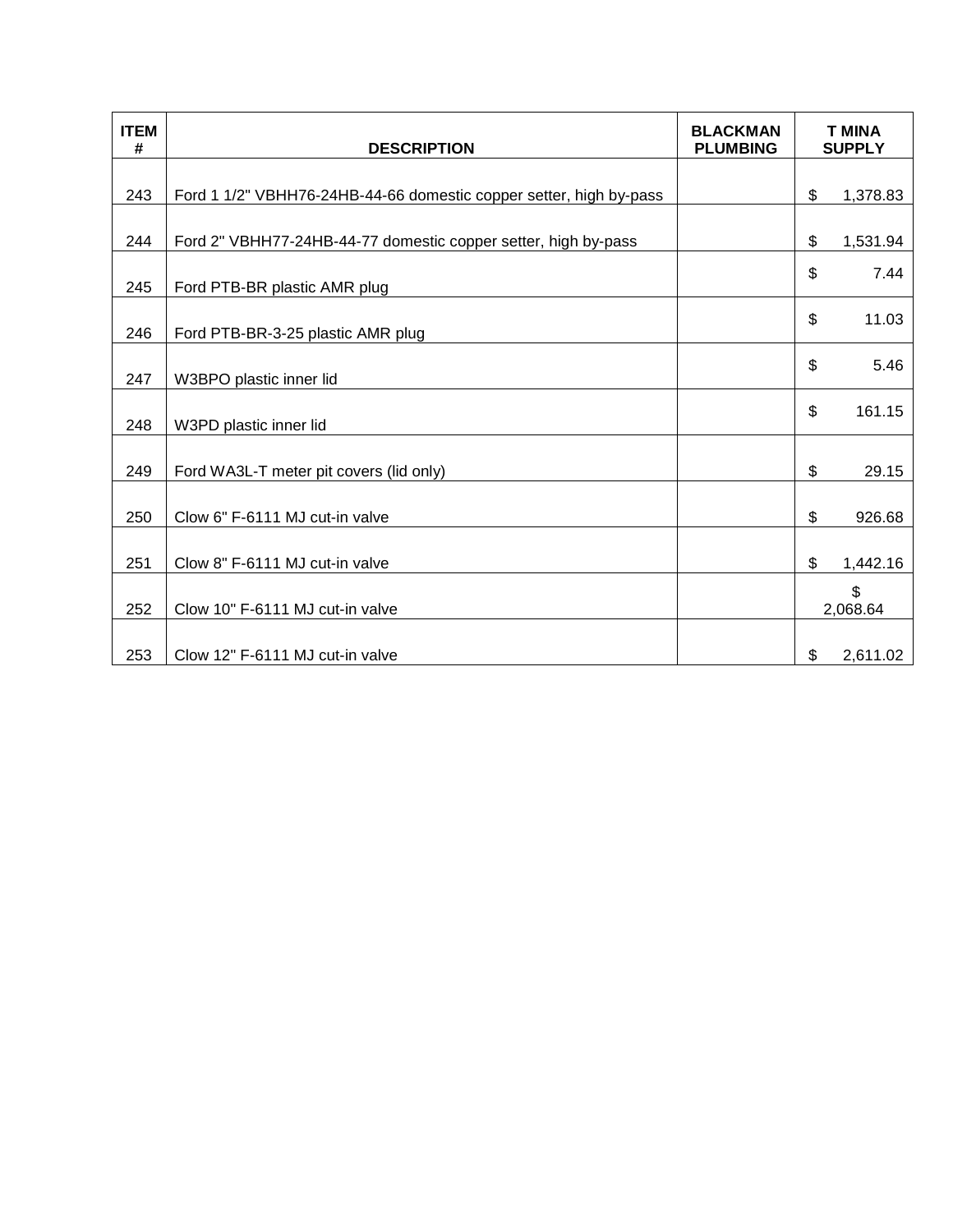| ITEM # | DESCRIPTION | BLACKMAN PLUMBING | T MINA SUPPLY |
| --- | --- | --- | --- |
| 243 | Ford 1 1/2" VBHH76-24HB-44-66 domestic copper setter, high by-pass | | $ 1,378.83 |
| 244 | Ford 2" VBHH77-24HB-44-77 domestic copper setter, high by-pass | | $ 1,531.94 |
| 245 | Ford PTB-BR plastic AMR plug | | $ 7.44 |
| 246 | Ford PTB-BR-3-25 plastic AMR plug | | $ 11.03 |
| 247 | W3BPO plastic inner lid | | $ 5.46 |
| 248 | W3PD plastic inner lid | | $ 161.15 |
| 249 | Ford WA3L-T meter pit covers (lid only) | | $ 29.15 |
| 250 | Clow 6" F-6111 MJ cut-in valve | | $ 926.68 |
| 251 | Clow 8" F-6111 MJ cut-in valve | | $ 1,442.16 |
| 252 | Clow 10" F-6111 MJ cut-in valve | | $ 2,068.64 |
| 253 | Clow 12" F-6111 MJ cut-in valve | | $ 2,611.02 |